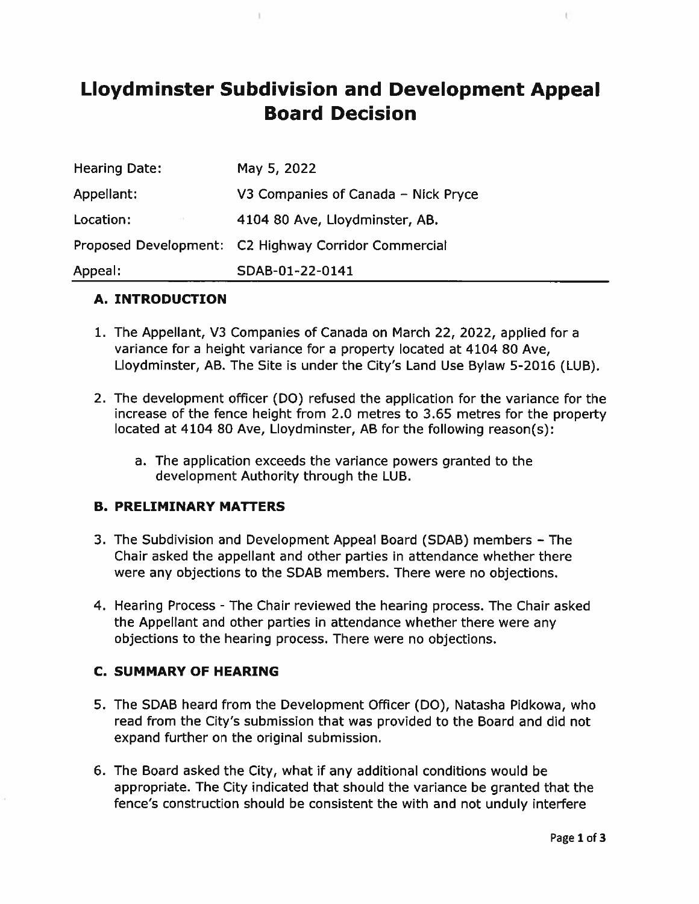# Lloydminster Subdivision and Development Appeal Board Decision

| | |
|---|---|
| Hearing Date: | May 5, 2022 |
| Appellant: | V3 Companies of Canada – Nick Pryce |
| Location: | 4104 80 Ave, Lloydminster, AB. |
| Proposed Development: | C2 Highway Corridor Commercial |
| Appeal: | SDAB-01-22-0141 |

## A. INTRODUCTION

1. The Appellant, V3 Companies of Canada on March 22, 2022, applied for a variance for a height variance for a property located at 4104 80 Ave, Lloydminster, AB. The Site is under the City's Land Use Bylaw 5-2016 (LUB).

2. The development officer (DO) refused the application for the variance for the increase of the fence height from 2.0 metres to 3.65 metres for the property located at 4104 80 Ave, Lloydminster, AB for the following reason(s):

    a. The application exceeds the variance powers granted to the development Authority through the LUB.

## B. PRELIMINARY MATTERS

3. The Subdivision and Development Appeal Board (SDAB) members – The Chair asked the appellant and other parties in attendance whether there were any objections to the SDAB members. There were no objections.

4. Hearing Process - The Chair reviewed the hearing process. The Chair asked the Appellant and other parties in attendance whether there were any objections to the hearing process. There were no objections.

## C. SUMMARY OF HEARING

5. The SDAB heard from the Development Officer (DO), Natasha Pidkowa, who read from the City's submission that was provided to the Board and did not expand further on the original submission.

6. The Board asked the City, what if any additional conditions would be appropriate. The City indicated that should the variance be granted that the fence's construction should be consistent the with and not unduly interfere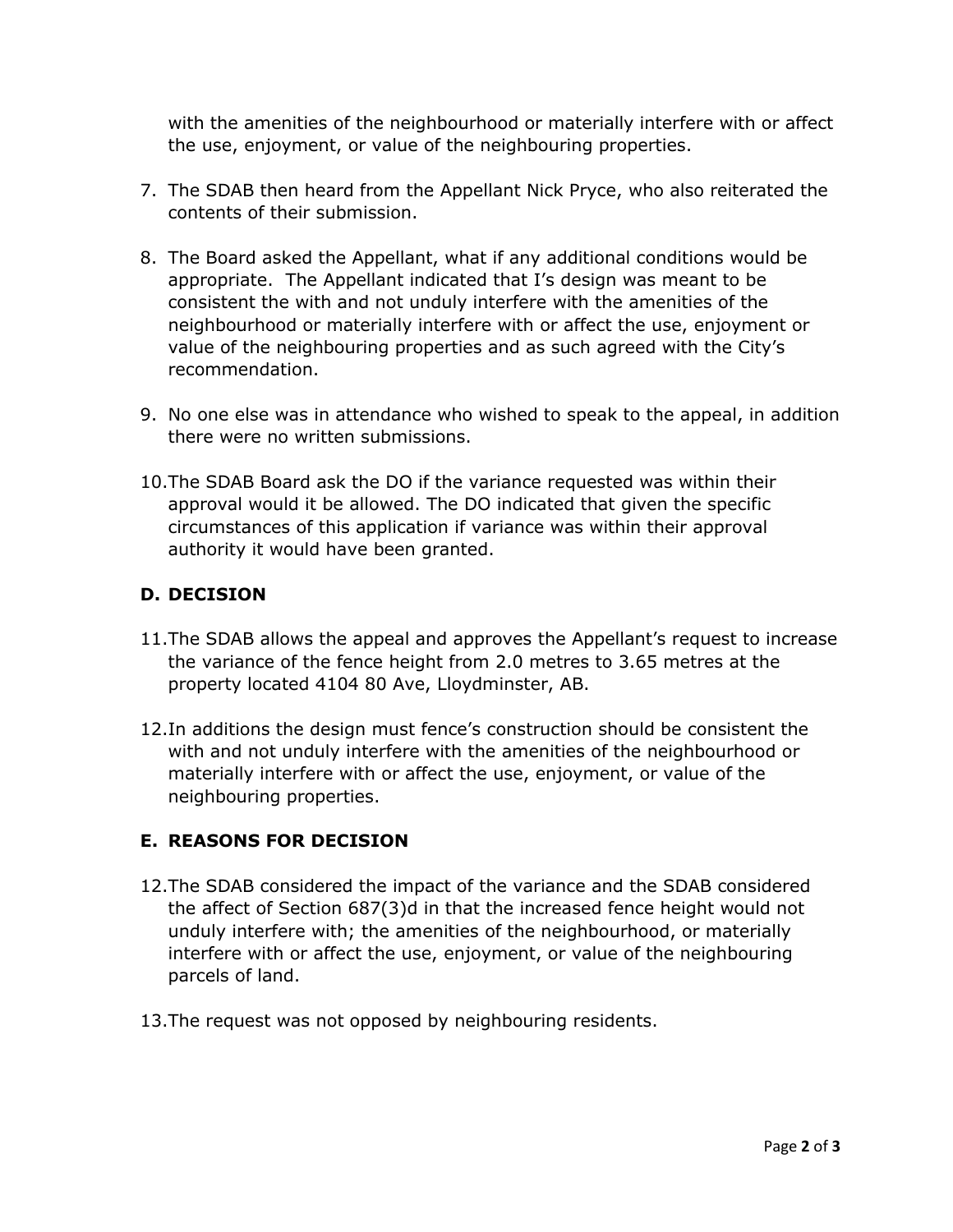with the amenities of the neighbourhood or materially interfere with or affect the use, enjoyment, or value of the neighbouring properties.

7. The SDAB then heard from the Appellant Nick Pryce, who also reiterated the contents of their submission.

8. The Board asked the Appellant, what if any additional conditions would be appropriate. The Appellant indicated that I's design was meant to be consistent the with and not unduly interfere with the amenities of the neighbourhood or materially interfere with or affect the use, enjoyment or value of the neighbouring properties and as such agreed with the City's recommendation.

9. No one else was in attendance who wished to speak to the appeal, in addition there were no written submissions.

10. The SDAB Board ask the DO if the variance requested was within their approval would it be allowed. The DO indicated that given the specific circumstances of this application if variance was within their approval authority it would have been granted.

## D. DECISION

11. The SDAB allows the appeal and approves the Appellant's request to increase the variance of the fence height from 2.0 metres to 3.65 metres at the property located 4104 80 Ave, Lloydminster, AB.

12. In additions the design must fence's construction should be consistent the with and not unduly interfere with the amenities of the neighbourhood or materially interfere with or affect the use, enjoyment, or value of the neighbouring properties.

## E. REASONS FOR DECISION

12. The SDAB considered the impact of the variance and the SDAB considered the affect of Section 687(3)d in that the increased fence height would not unduly interfere with; the amenities of the neighbourhood, or materially interfere with or affect the use, enjoyment, or value of the neighbouring parcels of land.

13. The request was not opposed by neighbouring residents.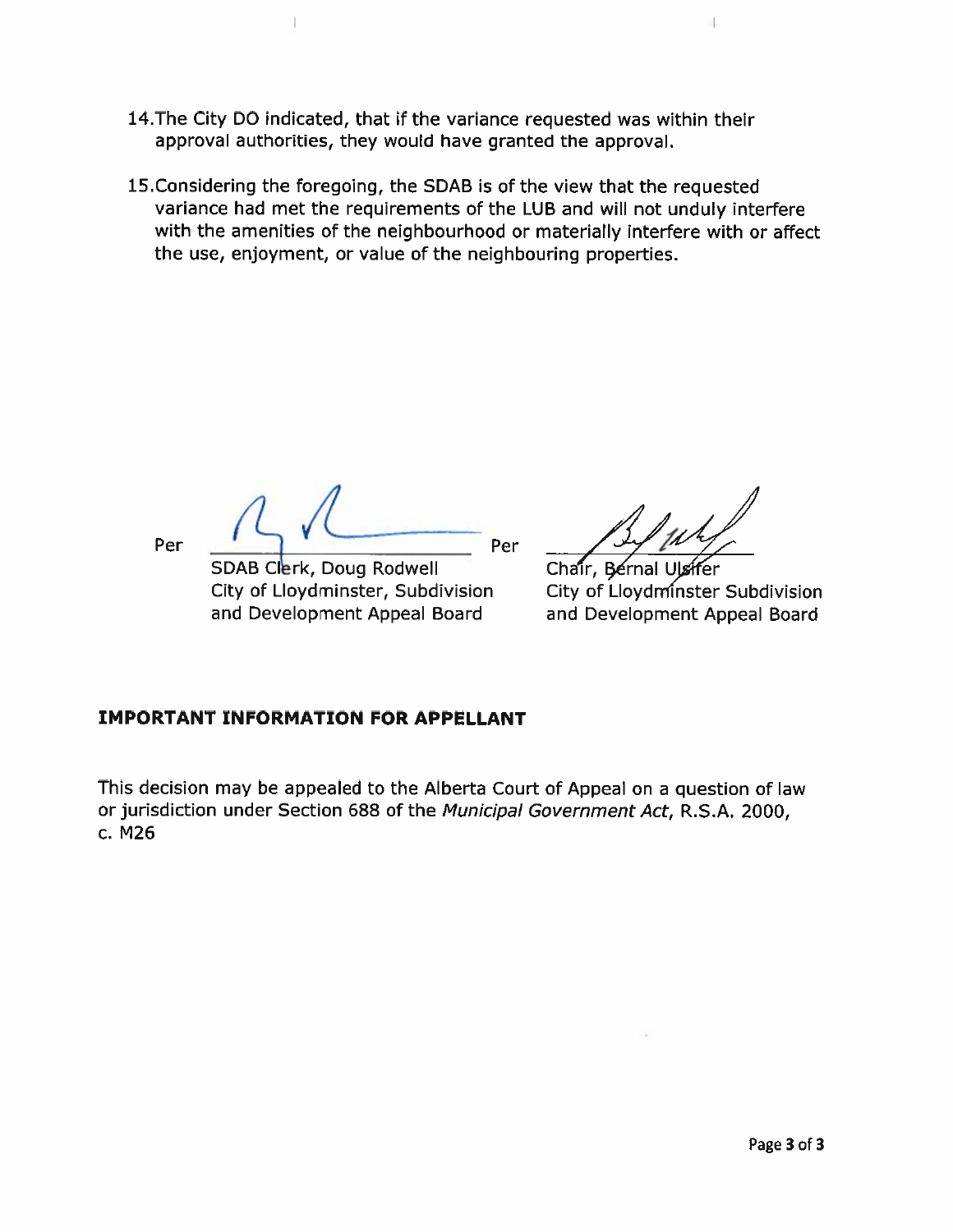14. The City DO indicated, that if the variance requested was within their approval authorities, they would have granted the approval.

15. Considering the foregoing, the SDAB is of the view that the requested variance had met the requirements of the LUB and will not unduly interfere with the amenities of the neighbourhood or materially interfere with or affect the use, enjoyment, or value of the neighbouring properties.

| | |
|---|---|
| Per ______________________ | Per ______________________ |
| SDAB Clerk, Doug Rodwell | Chair, Bernal Ulsifer |
| City of Lloydminster, Subdivision and Development Appeal Board | City of Lloydminster Subdivision and Development Appeal Board |

**IMPORTANT INFORMATION FOR APPELLANT**

This decision may be appealed to the Alberta Court of Appeal on a question of law or jurisdiction under Section 688 of the *Municipal Government Act*, R.S.A. 2000, c. M26